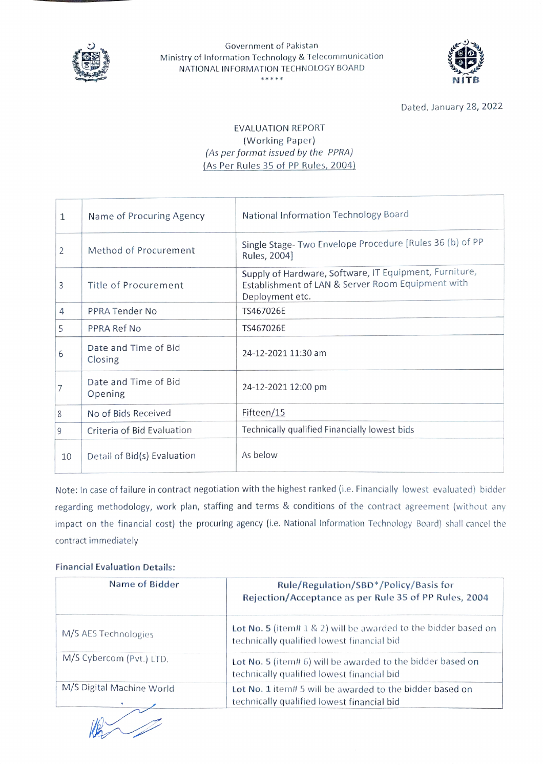Government of Pakistan
Ministry of Information Technology & Telecommunication
NATIONAL INFORMATION TECHNOLOGY BOARD
*****

Dated. January 28, 2022

# EVALUATION REPORT
(Working Paper)
*(As per format issued by the PPRA)*
(As Per Rules 35 of PP Rules, 2004)

| | | |
|---|---|---|
| 1 | Name of Procuring Agency | National Information Technology Board |
| 2 | Method of Procurement | Single Stage- Two Envelope Procedure [Rules 36 (b) of PP Rules, 2004] |
| 3 | Title of Procurement | Supply of Hardware, Software, IT Equipment, Furniture, Establishment of LAN & Server Room Equipment with Deployment etc. |
| 4 | PPRA Tender No | TS467026E |
| 5 | PPRA Ref No | TS467026E |
| 6 | Date and Time of Bid Closing | 24-12-2021 11:30 am |
| 7 | Date and Time of Bid Opening | 24-12-2021 12:00 pm |
| 8 | No of Bids Received | Fifteen/15 |
| 9 | Criteria of Bid Evaluation | Technically qualified Financially lowest bids |
| 10 | Detail of Bid(s) Evaluation | As below |

Note: In case of failure in contract negotiation with the highest ranked (i.e. Financially lowest evaluated) bidder regarding methodology, work plan, staffing and terms & conditions of the contract agreement (without any impact on the financial cost) the procuring agency (i.e. National Information Technology Board) shall cancel the contract immediately

**Financial Evaluation Details:**

| Name of Bidder | Rule/Regulation/SBD*/Policy/Basis for Rejection/Acceptance as per Rule 35 of PP Rules, 2004 |
|---|---|
| M/S AES Technologies | **Lot No. 5** (item# 1 & 2) will be awarded to the bidder based on technically qualified lowest financial bid |
| M/S Cybercom (Pvt.) LTD. | **Lot No. 5** (item# 6) will be awarded to the bidder based on technically qualified lowest financial bid |
| M/S Digital Machine World | **Lot No. 1** item# 5 will be awarded to the bidder based on technically qualified lowest financial bid |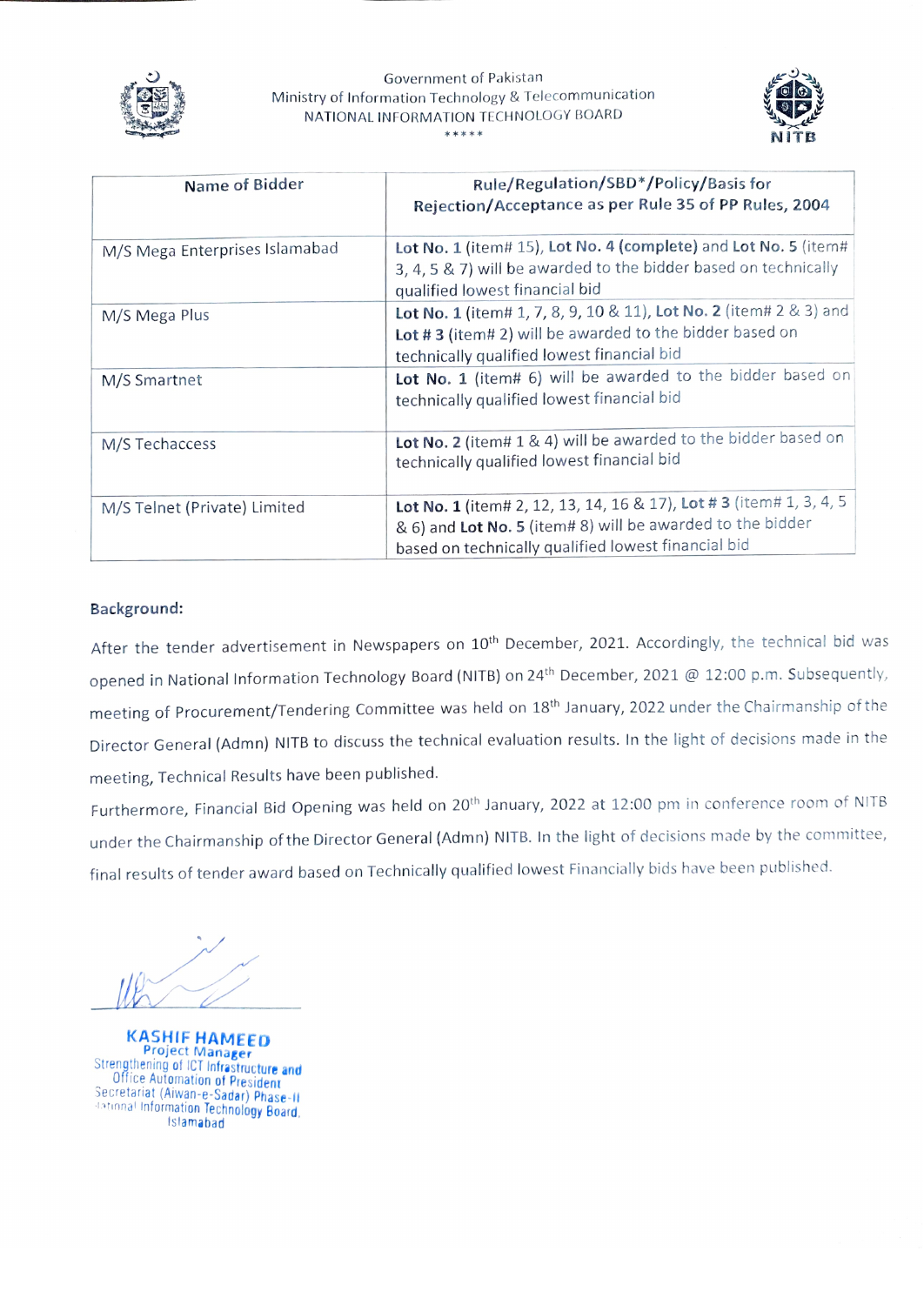Government of Pakistan
Ministry of Information Technology & Telecommunication
NATIONAL INFORMATION TECHNOLOGY BOARD
*****

| Name of Bidder | Rule/Regulation/SBD*/Policy/Basis for Rejection/Acceptance as per Rule 35 of PP Rules, 2004 |
|---|---|
| M/S Mega Enterprises Islamabad | **Lot No. 1** (item# 15), **Lot No. 4 (complete)** and **Lot No. 5** (item# 3, 4, 5 & 7) will be awarded to the bidder based on technically qualified lowest financial bid |
| M/S Mega Plus | **Lot No. 1** (item# 1, 7, 8, 9, 10 & 11), **Lot No. 2** (item# 2 & 3) and **Lot # 3** (item# 2) will be awarded to the bidder based on technically qualified lowest financial bid |
| M/S Smartnet | **Lot No. 1** (item# 6) will be awarded to the bidder based on technically qualified lowest financial bid |
| M/S Techaccess | **Lot No. 2** (item# 1 & 4) will be awarded to the bidder based on technically qualified lowest financial bid |
| M/S Telnet (Private) Limited | **Lot No. 1** (item# 2, 12, 13, 14, 16 & 17), **Lot # 3** (item# 1, 3, 4, 5 & 6) and **Lot No. 5** (item# 8) will be awarded to the bidder based on technically qualified lowest financial bid |

**Background:**

After the tender advertisement in Newspapers on 10th December, 2021. Accordingly, the technical bid was opened in National Information Technology Board (NITB) on 24th December, 2021 @ 12:00 p.m. Subsequently, meeting of Procurement/Tendering Committee was held on 18th January, 2022 under the Chairmanship of the Director General (Admn) NITB to discuss the technical evaluation results. In the light of decisions made in the meeting, Technical Results have been published.

Furthermore, Financial Bid Opening was held on 20th January, 2022 at 12:00 pm in conference room of NITB under the Chairmanship of the Director General (Admn) NITB. In the light of decisions made by the committee, final results of tender award based on Technically qualified lowest Financially bids have been published.

**KASHIF HAMEED**
Project Manager
Strengthening of ICT Infrastructure and
Office Automation of President
Secretariat (Aiwan-e-Sadar) Phase-II
National Information Technology Board,
Islamabad